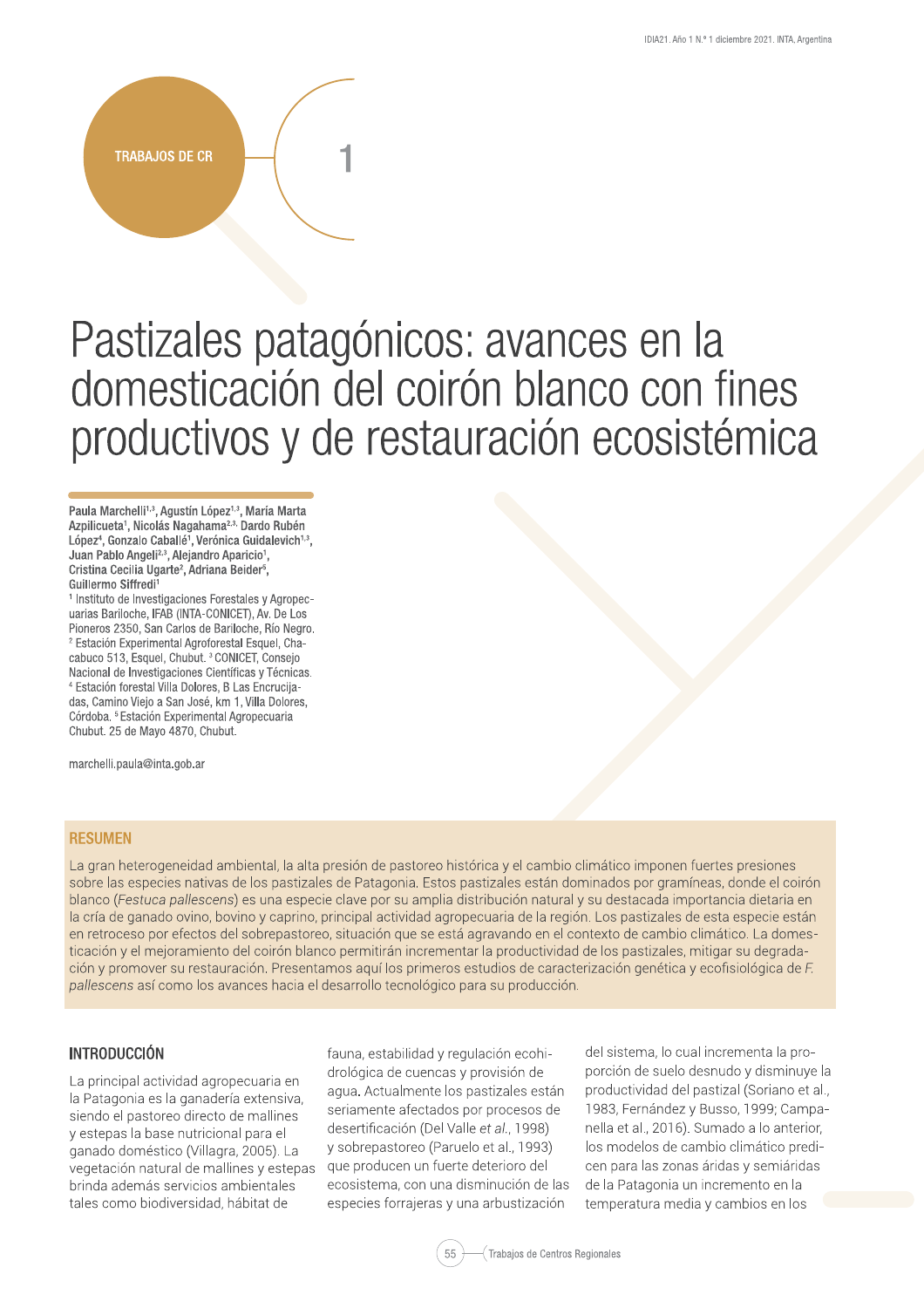TRABAJOS DE CR

1

# Pastizales patagónicos: avances en la domesticación del coirón blanco con fines productivos y de restauración ecosistémica

**Paula Marchelli[1,3], Agustín López[1,3], María Marta Azpilicueta[1], Nicolás Nagahama[2,3], Dardo Rubén López[4], Gonzalo Caballé[1], Verónica Guidalevich[1,3], Juan Pablo Angeli[2,3], Alejandro Aparicio[1], Cristina Cecilia Ugarte[2], Adriana Beider[5], Guillermo Siffredi[1]**

[1] Instituto de Investigaciones Forestales y Agropecuarias Bariloche, IFAB (INTA-CONICET), Av. De Los Pioneros 2350, San Carlos de Bariloche, Río Negro. [2] Estación Experimental Agroforestal Esquel, Chacabuco 513, Esquel, Chubut. [3] CONICET, Consejo Nacional de Investigaciones Científicas y Técnicas. [4] Estación forestal Villa Dolores, B Las Encrucijadas, Camino Viejo a San José, km 1, Villa Dolores, Córdoba. [5] Estación Experimental Agropecuaria Chubut. 25 de Mayo 4870, Chubut.

marchelli.paula@inta.gob.ar

## RESUMEN

La gran heterogeneidad ambiental, la alta presión de pastoreo histórica y el cambio climático imponen fuertes presiones sobre las especies nativas de los pastizales de Patagonia. Estos pastizales están dominados por gramíneas, donde el coirón blanco (*Festuca pallescens*) es una especie clave por su amplia distribución natural y su destacada importancia dietaria en la cría de ganado ovino, bovino y caprino, principal actividad agropecuaria de la región. Los pastizales de esta especie están en retroceso por efectos del sobrepastoreo, situación que se está agravando en el contexto de cambio climático. La domesticación y el mejoramiento del coirón blanco permitirán incrementar la productividad de los pastizales, mitigar su degradación y promover su restauración. Presentamos aquí los primeros estudios de caracterización genética y ecofisiológica de *F. pallescens* así como los avances hacia el desarrollo tecnológico para su producción.

## INTRODUCCIÓN

La principal actividad agropecuaria en la Patagonia es la ganadería extensiva, siendo el pastoreo directo de mallines y estepas la base nutricional para el ganado doméstico (Villagra, 2005). La vegetación natural de mallines y estepas brinda además servicios ambientales tales como biodiversidad, hábitat de fauna, estabilidad y regulación ecohidrológica de cuencas y provisión de agua. Actualmente los pastizales están seriamente afectados por procesos de desertificación (Del Valle *et al.*, 1998) y sobrepastoreo (Paruelo et al., 1993) que producen un fuerte deterioro del ecosistema, con una disminución de las especies forrajeras y una arbustización del sistema, lo cual incrementa la proporción de suelo desnudo y disminuye la productividad del pastizal (Soriano et al., 1983, Fernández y Busso, 1999; Campanella et al., 2016). Sumado a lo anterior, los modelos de cambio climático predicen para las zonas áridas y semiáridas de la Patagonia un incremento en la temperatura media y cambios en los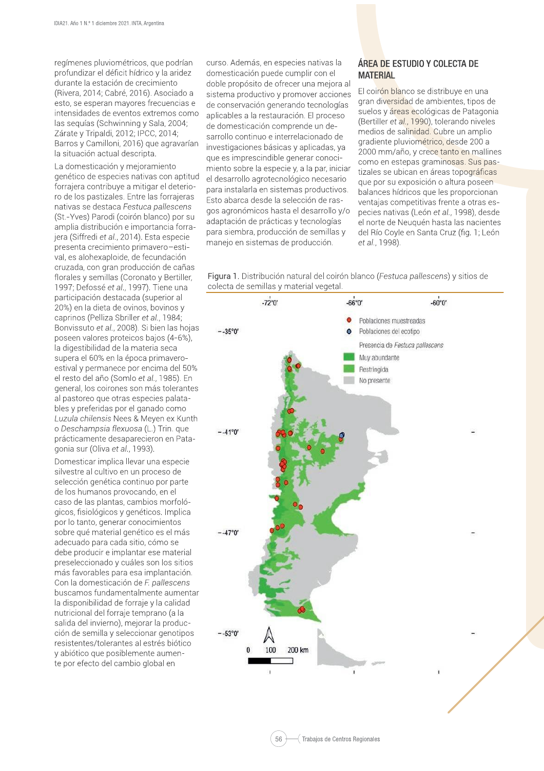regímenes pluviométricos, que podrían profundizar el déficit hídrico y la aridez durante la estación de crecimiento (Rivera, 2014; Cabré, 2016). Asociado a esto, se esperan mayores frecuencias e intensidades de eventos extremos como las sequías (Schwinning y Sala, 2004; Zárate y Tripaldi, 2012; IPCC, 2014; Barros y Camilloni, 2016) que agravarían la situación actual descripta.

La domesticación y mejoramiento genético de especies nativas con aptitud forrajera contribuye a mitigar el deterioro de los pastizales. Entre las forrajeras nativas se destaca *Festuca pallescens* (St.-Yves) Parodi (coirón blanco) por su amplia distribución e importancia forrajera (Siffredi *et al.*, 2014). Esta especie presenta crecimiento primavero–estival, es alohexaploide, de fecundación cruzada, con gran producción de cañas florales y semillas (Coronato y Bertiller, 1997; Defossé *et al.*, 1997). Tiene una participación destacada (superior al 20%) en la dieta de ovinos, bovinos y caprinos (Pelliza Sbriller *et al.*, 1984; Bonvissuto *et al.*, 2008). Si bien las hojas poseen valores proteicos bajos (4-6%), la digestibilidad de la materia seca supera el 60% en la época primavero-estival y permanece por encima del 50% el resto del año (Somlo *et al.*, 1985). En general, los coirones son más tolerantes al pastoreo que otras especies palatables y preferidas por el ganado como *Luzula chilensis* Nees & Meyen ex Kunth o *Deschampsia flexuosa* (L.) Trin. que prácticamente desaparecieron en Patagonia sur (Oliva *et al.*, 1993).

Domesticar implica llevar una especie silvestre al cultivo en un proceso de selección genética continuo por parte de los humanos provocando, en el caso de las plantas, cambios morfológicos, fisiológicos y genéticos. Implica por lo tanto, generar conocimientos sobre qué material genético es el más adecuado para cada sitio, cómo se debe producir e implantar ese material preseleccionado y cuáles son los sitios más favorables para esa implantación. Con la domesticación de *F. pallescens* buscamos fundamentalmente aumentar la disponibilidad de forraje y la calidad nutricional del forraje temprano (a la salida del invierno), mejorar la producción de semilla y seleccionar genotipos resistentes/tolerantes al estrés biótico y abiótico que posiblemente aumente por efecto del cambio global en curso. Además, en especies nativas la domesticación puede cumplir con el doble propósito de ofrecer una mejora al sistema productivo y promover acciones de conservación generando tecnologías aplicables a la restauración. El proceso de domesticación comprende un desarrollo continuo e interrelacionado de investigaciones básicas y aplicadas, ya que es imprescindible generar conocimiento sobre la especie y, a la par, iniciar el desarrollo agrotecnológico necesario para instalarla en sistemas productivos. Esto abarca desde la selección de rasgos agronómicos hasta el desarrollo y/o adaptación de prácticas y tecnologías para siembra, producción de semillas y manejo en sistemas de producción.

## ÁREA DE ESTUDIO Y COLECTA DE MATERIAL

El coirón blanco se distribuye en una gran diversidad de ambientes, tipos de suelos y áreas ecológicas de Patagonia (Bertiller *et al.*, 1990), tolerando niveles medios de salinidad. Cubre un amplio gradiente pluviométrico, desde 200 a 2000 mm/año, y crece tanto en mallines como en estepas graminosas. Sus pastizales se ubican en áreas topográficas que por su exposición o altura poseen balances hídricos que les proporcionan ventajas competitivas frente a otras especies nativas (León *et al.*, 1998), desde el norte de Neuquén hasta las nacientes del Río Coyle en Santa Cruz (fig. 1; León *et al.*, 1998).

Figura 1. Distribución natural del coirón blanco (*Festuca pallescens*) y sitios de colecta de semillas y material vegetal.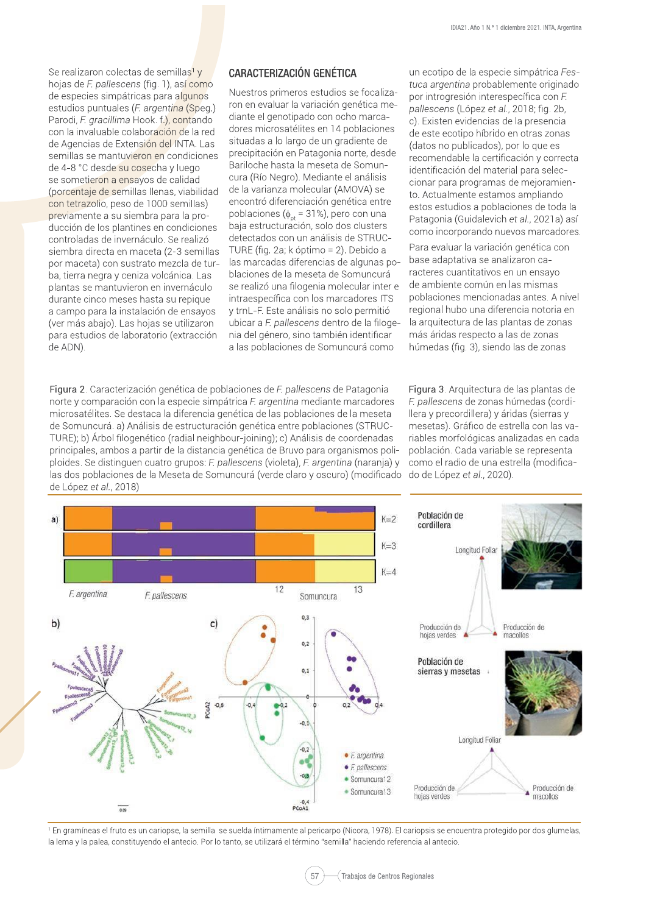Se realizaron colectas de semillas[1] y hojas de *F. pallescens* (fig. 1), así como de especies simpátricas para algunos estudios puntuales (*F. argentina* (Speg.) Parodi, *F. gracillima* Hook. f.), contando con la invaluable colaboración de la red de Agencias de Extensión del INTA. Las semillas se mantuvieron en condiciones de 4-8 °C desde su cosecha y luego se sometieron a ensayos de calidad (porcentaje de semillas llenas, viabilidad con tetrazolio, peso de 1000 semillas) previamente a su siembra para la producción de los plantines en condiciones controladas de invernáculo. Se realizó siembra directa en maceta (2-3 semillas por maceta) con sustrato mezcla de turba, tierra negra y ceniza volcánica. Las plantas se mantuvieron en invernáculo durante cinco meses hasta su repique a campo para la instalación de ensayos (ver más abajo). Las hojas se utilizaron para estudios de laboratorio (extracción de ADN).

## CARACTERIZACIÓN GENÉTICA

Nuestros primeros estudios se focalizaron en evaluar la variación genética mediante el genotipado con ocho marcadores microsatélites en 14 poblaciones situadas a lo largo de un gradiente de precipitación en Patagonia norte, desde Bariloche hasta la meseta de Somuncura (Río Negro). Mediante el análisis de la varianza molecular (AMOVA) se encontró diferenciación genética entre poblaciones ($\phi_{pt}$ = 31%), pero con una baja estructuración, solo dos clusters detectados con un análisis de STRUCTURE (fig. 2a; k óptimo = 2). Debido a las marcadas diferencias de algunas poblaciones de la meseta de Somuncurá se realizó una filogenia molecular inter e intraespecífica con los marcadores ITS y trnL-F. Este análisis no solo permitió ubicar a *F. pallescens* dentro de la filogenia del género, sino también identificar a las poblaciones de Somuncurá como un ecotipo de la especie simpátrica *Festuca argentina* probablemente originado por introgresión interespecífica con *F. pallescens* (López *et al.*, 2018; fig. 2b, c). Existen evidencias de la presencia de este ecotipo híbrido en otras zonas (datos no publicados), por lo que es recomendable la certificación y correcta identificación del material para seleccionar para programas de mejoramiento. Actualmente estamos ampliando estos estudios a poblaciones de toda la Patagonia (Guidalevich *et al.*, 2021a) así como incorporando nuevos marcadores.

Para evaluar la variación genética con base adaptativa se analizaron caracteres cuantitativos en un ensayo de ambiente común en las mismas poblaciones mencionadas antes. A nivel regional hubo una diferencia notoria en la arquitectura de las plantas de zonas más áridas respecto a las de zonas húmedas (fig. 3), siendo las de zonas

**Figura 2**. Caracterización genética de poblaciones de *F. pallescens* de Patagonia norte y comparación con la especie simpátrica *F. argentina* mediante marcadores microsatélites. Se destaca la diferencia genética de las poblaciones de la meseta de Somuncurá. a) Análisis de estructuración genética entre poblaciones (STRUCTURE); b) Árbol filogenético (radial neighbour-joining); c) Análisis de coordenadas principales, ambos a partir de la distancia genética de Bruvo para organismos poliploides. Se distinguen cuatro grupos: *F. pallescens* (violeta), *F. argentina* (naranja) y las dos poblaciones de la Meseta de Somuncurá (verde claro y oscuro) (modificado de López *et al.*, 2018)

**Figura 3**. Arquitectura de las plantas de *F. pallescens* de zonas húmedas (cordillera y precordillera) y áridas (sierras y mesetas). Gráfico de estrella con las variables morfológicas analizadas en cada población. Cada variable se representa como el radio de una estrella (modificado de López *et al.*, 2020).

[1] En gramíneas el fruto es un cariopse, la semilla se suelda íntimamente al pericarpo (Nicora, 1978). El cariopsis se encuentra protegido por dos glumelas, la lema y la palea, constituyendo el antecio. Por lo tanto, se utilizará el término "semilla" haciendo referencia al antecio.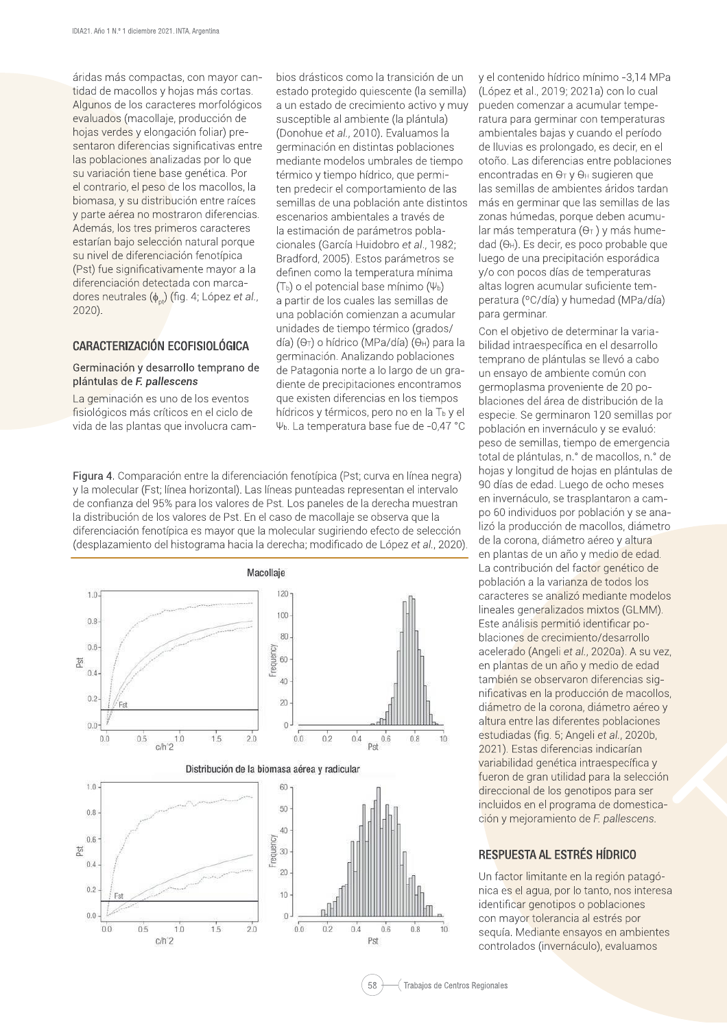áridas más compactas, con mayor cantidad de macollos y hojas más cortas. Algunos de los caracteres morfológicos evaluados (macollaje, producción de hojas verdes y elongación foliar) presentaron diferencias significativas entre las poblaciones analizadas por lo que su variación tiene base genética. Por el contrario, el peso de los macollos, la biomasa, y su distribución entre raíces y parte aérea no mostraron diferencias. Además, los tres primeros caracteres estarían bajo selección natural porque su nivel de diferenciación fenotípica (Pst) fue significativamente mayor a la diferenciación detectada con marcadores neutrales ($\phi_{pt}$) (fig. 4; López *et al.*, 2020).

## CARACTERIZACIÓN ECOFISIOLÓGICA

### Germinación y desarrollo temprano de plántulas de *F. pallescens*

La geminación es uno de los eventos fisiológicos más críticos en el ciclo de vida de las plantas que involucra cambios drásticos como la transición de un estado protegido quiescente (la semilla) a un estado de crecimiento activo y muy susceptible al ambiente (la plántula) (Donohue *et al.*, 2010). Evaluamos la germinación en distintas poblaciones mediante modelos umbrales de tiempo térmico y tiempo hídrico, que permiten predecir el comportamiento de las semillas de una población ante distintos escenarios ambientales a través de la estimación de parámetros poblacionales (García Huidobro *et al.*, 1982; Bradford, 2005). Estos parámetros se definen como la temperatura mínima ($T_b$) o el potencial base mínimo ($\Psi_b$) a partir de los cuales las semillas de una población comienzan a acumular unidades de tiempo térmico (grados/día) ($\Theta_T$) o hídrico (MPa/día) ($\Theta_H$) para la germinación. Analizando poblaciones de Patagonia norte a lo largo de un gradiente de precipitaciones encontramos que existen diferencias en los tiempos hídricos y térmicos, pero no en la $T_b$ y el $\Psi_b$. La temperatura base fue de -0,47 °C y el contenido hídrico mínimo -3,14 MPa (López et al., 2019; 2021a) con lo cual pueden comenzar a acumular temperatura para germinar con temperaturas ambientales bajas y cuando el período de lluvias es prolongado, es decir, en el otoño. Las diferencias entre poblaciones encontradas en $\Theta_T$ y $\Theta_H$ sugieren que las semillas de ambientes áridos tardan más en germinar que las semillas de las zonas húmedas, porque deben acumular más temperatura ($\Theta_T$) y más humedad ($\Theta_H$). Es decir, es poco probable que luego de una precipitación esporádica y/o con pocos días de temperaturas altas logren acumular suficiente temperatura (°C/día) y humedad (MPa/día) para germinar.

Con el objetivo de determinar la variabilidad intraespecífica en el desarrollo temprano de plántulas se llevó a cabo un ensayo de ambiente común con germoplasma proveniente de 20 poblaciones del área de distribución de la especie. Se germinaron 120 semillas por población en invernáculo y se evaluó: peso de semillas, tiempo de emergencia total de plántulas, n.° de macollos, n.° de hojas y longitud de hojas en plántulas de 90 días de edad. Luego de ocho meses en invernáculo, se trasplantaron a campo 60 individuos por población y se analizó la producción de macollos, diámetro de la corona, diámetro aéreo y altura en plantas de un año y medio de edad. La contribución del factor genético de población a la varianza de todos los caracteres se analizó mediante modelos lineales generalizados mixtos (GLMM). Este análisis permitió identificar poblaciones de crecimiento/desarrollo acelerado (Angeli *et al.*, 2020a). A su vez, en plantas de un año y medio de edad también se observaron diferencias significativas en la producción de macollos, diámetro de la corona, diámetro aéreo y altura entre las diferentes poblaciones estudiadas (fig. 5; Angeli *et al.*, 2020b, 2021). Estas diferencias indicarían variabilidad genética intraespecífica y fueron de gran utilidad para la selección direccional de los genotipos para ser incluidos en el programa de domesticación y mejoramiento de *F. pallescens*.

Figura 4. Comparación entre la diferenciación fenotípica (Pst; curva en línea negra) y la molecular (Fst; línea horizontal). Las líneas punteadas representan el intervalo de confianza del 95% para los valores de Pst. Los paneles de la derecha muestran la distribución de los valores de Pst. En el caso de macollaje se observa que la diferenciación fenotípica es mayor que la molecular sugiriendo efecto de selección (desplazamiento del histograma hacia la derecha; modificado de López *et al.*, 2020).

## RESPUESTA AL ESTRÉS HÍDRICO

Un factor limitante en la región patagónica es el agua, por lo tanto, nos interesa identificar genotipos o poblaciones con mayor tolerancia al estrés por sequía. Mediante ensayos en ambientes controlados (invernáculo), evaluamos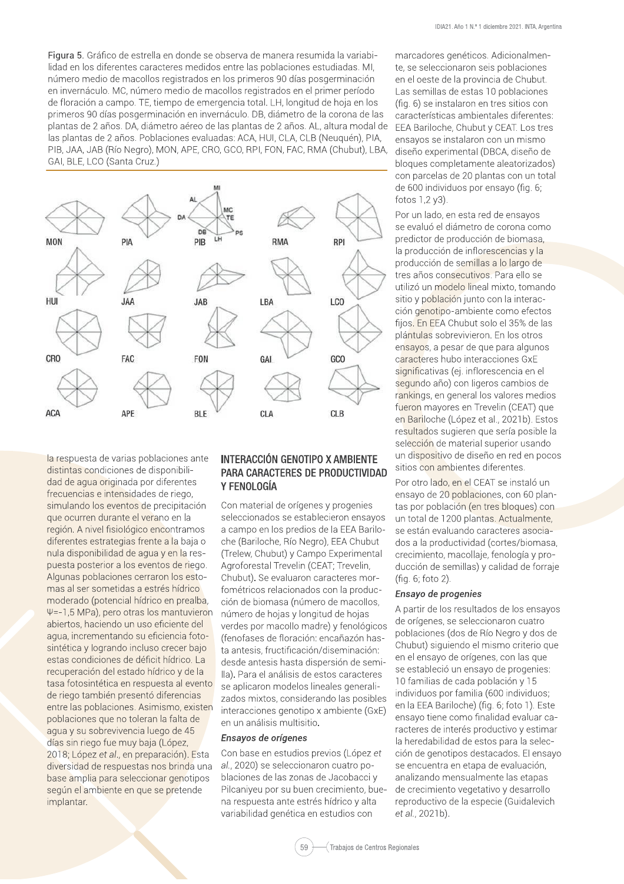**Figura 5.** Gráfico de estrella en donde se observa de manera resumida la variabilidad en los diferentes caracteres medidos entre las poblaciones estudiadas. MI, número medio de macollos registrados en los primeros 90 días posgerminación en invernáculo. MC, número medio de macollos registrados en el primer período de floración a campo. TE, tiempo de emergencia total. LH, longitud de hoja en los primeros 90 días posgerminación en invernáculo. DB, diámetro de la corona de las plantas de 2 años. DA, diámetro aéreo de las plantas de 2 años. AL, altura modal de las plantas de 2 años. Poblaciones evaluadas: ACA, HUI, CLA, CLB (Neuquén), PIA, PIB, JAA, JAB (Río Negro), MON, APE, CRO, GCO, RPI, FON, FAC, RMA (Chubut), LBA, GAI, BLE, LCO (Santa Cruz.)

la respuesta de varias poblaciones ante distintas condiciones de disponibilidad de agua originada por diferentes frecuencias e intensidades de riego, simulando los eventos de precipitación que ocurren durante el verano en la región. A nivel fisiológico encontramos diferentes estrategias frente a la baja o nula disponibilidad de agua y en la respuesta posterior a los eventos de riego. Algunas poblaciones cerraron los estomas al ser sometidas a estrés hídrico moderado (potencial hídrico en prealba, Ψ=-1,5 MPa), pero otras los mantuvieron abiertos, haciendo un uso eficiente del agua, incrementando su eficiencia fotosintética y logrando incluso crecer bajo estas condiciones de déficit hídrico. La recuperación del estado hídrico y de la tasa fotosintética en respuesta al evento de riego también presentó diferencias entre las poblaciones. Asimismo, existen poblaciones que no toleran la falta de agua y su sobrevivencia luego de 45 días sin riego fue muy baja (López, 2018; López *et al*., en preparación). Esta diversidad de respuestas nos brinda una base amplia para seleccionar genotipos según el ambiente en que se pretende implantar.

## INTERACCIÓN GENOTIPO X AMBIENTE PARA CARACTERES DE PRODUCTIVIDAD Y FENOLOGÍA

Con material de orígenes y progenies seleccionados se establecieron ensayos a campo en los predios de la EEA Bariloche (Bariloche, Río Negro), EEA Chubut (Trelew, Chubut) y Campo Experimental Agroforestal Trevelin (CEAT; Trevelin, Chubut). Se evaluaron caracteres morfométricos relacionados con la producción de biomasa (número de macollos, número de hojas y longitud de hojas verdes por macollo madre) y fenológicos (fenofases de floración: encañazón hasta antesis, fructificación/diseminación: desde antesis hasta dispersión de semilla). Para el análisis de estos caracteres se aplicaron modelos lineales generalizados mixtos, considerando las posibles interacciones genotipo x ambiente (GxE) en un análisis multisitio.

### *Ensayos de orígenes*

Con base en estudios previos (López *et al*., 2020) se seleccionaron cuatro poblaciones de las zonas de Jacobacci y Pilcaniyeu por su buen crecimiento, buena respuesta ante estrés hídrico y alta variabilidad genética en estudios con marcadores genéticos. Adicionalmente, se seleccionaron seis poblaciones en el oeste de la provincia de Chubut. Las semillas de estas 10 poblaciones (fig. 6) se instalaron en tres sitios con características ambientales diferentes: EEA Bariloche, Chubut y CEAT. Los tres ensayos se instalaron con un mismo diseño experimental (DBCA, diseño de bloques completamente aleatorizados) con parcelas de 20 plantas con un total de 600 individuos por ensayo (fig. 6; fotos 1,2 y3).

Por un lado, en esta red de ensayos se evaluó el diámetro de corona como predictor de producción de biomasa, la producción de inflorescencias y la producción de semillas a lo largo de tres años consecutivos. Para ello se utilizó un modelo lineal mixto, tomando sitio y población junto con la interacción genotipo-ambiente como efectos fijos. En EEA Chubut solo el 35% de las plántulas sobrevivieron. En los otros ensayos, a pesar de que para algunos caracteres hubo interacciones GxE significativas (ej. inflorescencia en el segundo año) con ligeros cambios de rankings, en general los valores medios fueron mayores en Trevelin (CEAT) que en Bariloche (López et al., 2021b). Estos resultados sugieren que sería posible la selección de material superior usando un dispositivo de diseño en red en pocos sitios con ambientes diferentes.

Por otro lado, en el CEAT se instaló un ensayo de 20 poblaciones, con 60 plantas por población (en tres bloques) con un total de 1200 plantas. Actualmente, se están evaluando caracteres asociados a la productividad (cortes/biomasa, crecimiento, macollaje, fenología y producción de semillas) y calidad de forraje (fig. 6; foto 2).

### *Ensayo de progenies*

A partir de los resultados de los ensayos de orígenes, se seleccionaron cuatro poblaciones (dos de Río Negro y dos de Chubut) siguiendo el mismo criterio que en el ensayo de orígenes, con las que se estableció un ensayo de progenies: 10 familias de cada población y 15 individuos por familia (600 individuos; en la EEA Bariloche) (fig. 6; foto 1). Este ensayo tiene como finalidad evaluar caracteres de interés productivo y estimar la heredabilidad de estos para la selección de genotipos destacados. El ensayo se encuentra en etapa de evaluación, analizando mensualmente las etapas de crecimiento vegetativo y desarrollo reproductivo de la especie (Guidalevich *et al*., 2021b).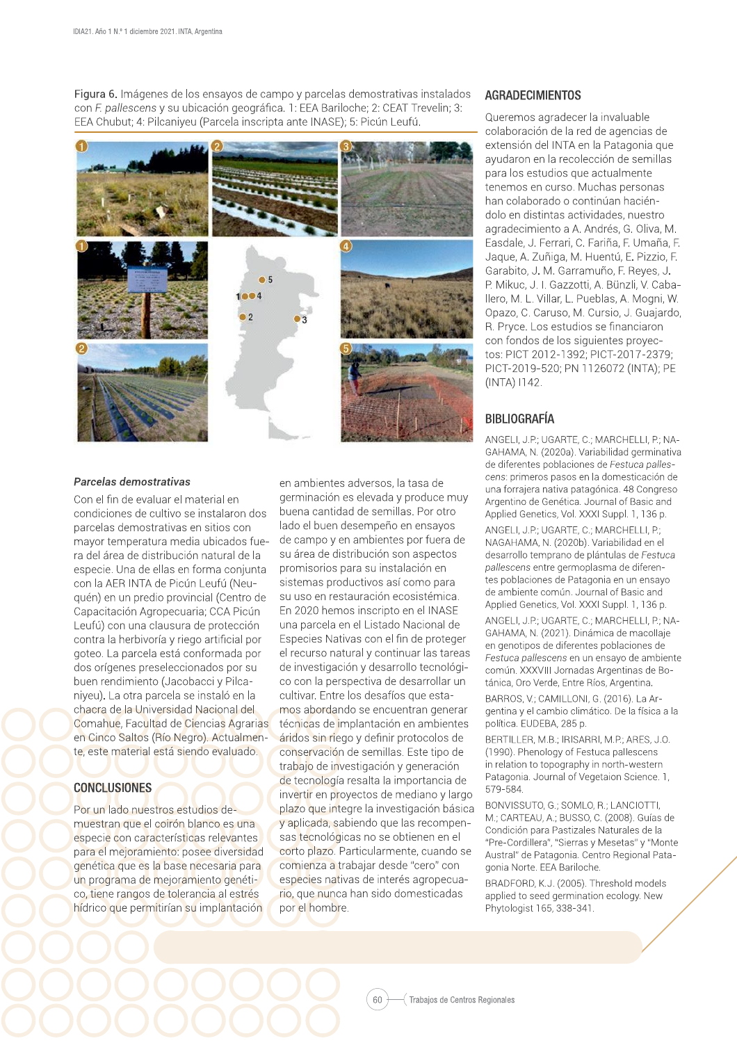**Figura 6.** Imágenes de los ensayos de campo y parcelas demostrativas instalados con *F. pallescens* y su ubicación geográfica. 1: EEA Bariloche; 2: CEAT Trevelin; 3: EEA Chubut; 4: Pilcaniyeu (Parcela inscripta ante INASE); 5: Picún Leufú.

### *Parcelas demostrativas*

Con el fin de evaluar el material en condiciones de cultivo se instalaron dos parcelas demostrativas en sitios con mayor temperatura media ubicados fuera del área de distribución natural de la especie. Una de ellas en forma conjunta con la AER INTA de Picún Leufú (Neuquén) en un predio provincial (Centro de Capacitación Agropecuaria; CCA Picún Leufú) con una clausura de protección contra la herbivoría y riego artificial por goteo. La parcela está conformada por dos orígenes preseleccionados por su buen rendimiento (Jacobacci y Pilcaniyeu). La otra parcela se instaló en la chacra de la Universidad Nacional del Comahue, Facultad de Ciencias Agrarias en Cinco Saltos (Río Negro). Actualmente, este material está siendo evaluado.

## CONCLUSIONES

Por un lado nuestros estudios demuestran que el coirón blanco es una especie con características relevantes para el mejoramiento: posee diversidad genética que es la base necesaria para un programa de mejoramiento genético, tiene rangos de tolerancia al estrés hídrico que permitirían su implantación en ambientes adversos, la tasa de germinación es elevada y produce muy buena cantidad de semillas. Por otro lado el buen desempeño en ensayos de campo y en ambientes por fuera de su área de distribución son aspectos promisorios para su instalación en sistemas productivos así como para su uso en restauración ecosistémica. En 2020 hemos inscripto en el INASE una parcela en el Listado Nacional de Especies Nativas con el fin de proteger el recurso natural y continuar las tareas de investigación y desarrollo tecnológico con la perspectiva de desarrollar un cultivar. Entre los desafíos que estamos abordando se encuentran generar técnicas de implantación en ambientes áridos sin riego y definir protocolos de conservación de semillas. Este tipo de trabajo de investigación y generación de tecnología resalta la importancia de invertir en proyectos de mediano y largo plazo que integre la investigación básica y aplicada, sabiendo que las recompensas tecnológicas no se obtienen en el corto plazo. Particularmente, cuando se comienza a trabajar desde "cero" con especies nativas de interés agropecuario, que nunca han sido domesticadas por el hombre.

## AGRADECIMIENTOS

Queremos agradecer la invaluable colaboración de la red de agencias de extensión del INTA en la Patagonia que ayudaron en la recolección de semillas para los estudios que actualmente tenemos en curso. Muchas personas han colaborado o continúan haciéndolo en distintas actividades, nuestro agradecimiento a A. Andrés, G. Oliva, M. Easdale, J. Ferrari, C. Fariña, F. Umaña, F. Jaque, A. Zuñiga, M. Huentú, E. Pizzio, F. Garabito, J. M. Garramuño, F. Reyes, J. P. Mikuc, J. I. Gazzotti, A. Bünzli, V. Caballero, M. L. Villar, L. Pueblas, A. Mogni, W. Opazo, C. Caruso, M. Cursio, J. Guajardo, R. Pryce. Los estudios se financiaron con fondos de los siguientes proyectos: PICT 2012-1392; PICT-2017-2379; PICT-2019-520; PN 1126072 (INTA); PE (INTA) I142.

## BIBLIOGRAFÍA

ANGELI, J.P.; UGARTE, C.; MARCHELLI, P.; NAGAHAMA, N. (2020a). Variabilidad germinativa de diferentes poblaciones de *Festuca pallescens*: primeros pasos en la domesticación de una forrajera nativa patagónica. 48 Congreso Argentino de Genética. Journal of Basic and Applied Genetics, Vol. XXXI Suppl. 1, 136 p.

ANGELI, J.P.; UGARTE, C.; MARCHELLI, P.; NAGAHAMA, N. (2020b). Variabilidad en el desarrollo temprano de plántulas de *Festuca pallescens* entre germoplasma de diferentes poblaciones de Patagonia en un ensayo de ambiente común. Journal of Basic and Applied Genetics, Vol. XXXI Suppl. 1, 136 p.

ANGELI, J.P.; UGARTE, C.; MARCHELLI, P.; NAGAHAMA, N. (2021). Dinámica de macollaje en genotipos de diferentes poblaciones de *Festuca pallescens* en un ensayo de ambiente común. XXXVIII Jornadas Argentinas de Botánica, Oro Verde, Entre Ríos, Argentina.

BARROS, V.; CAMILLONI, G. (2016). La Argentina y el cambio climático. De la física a la política. EUDEBA, 285 p.

BERTILLER, M.B.; IRISARRI, M.P.; ARES, J.O. (1990). Phenology of Festuca pallescens in relation to topography in north-western Patagonia. Journal of Vegetaion Science. 1, 579-584.

BONVISSUTO, G.; SOMLO, R.; LANCIOTTI, M.; CARTEAU, A.; BUSSO, C. (2008). Guías de Condición para Pastizales Naturales de la "Pre-Cordillera", "Sierras y Mesetas" y "Monte Austral" de Patagonia. Centro Regional Patagonia Norte. EEA Bariloche.

BRADFORD, K.J. (2005). Threshold models applied to seed germination ecology. New Phytologist 165, 338-341.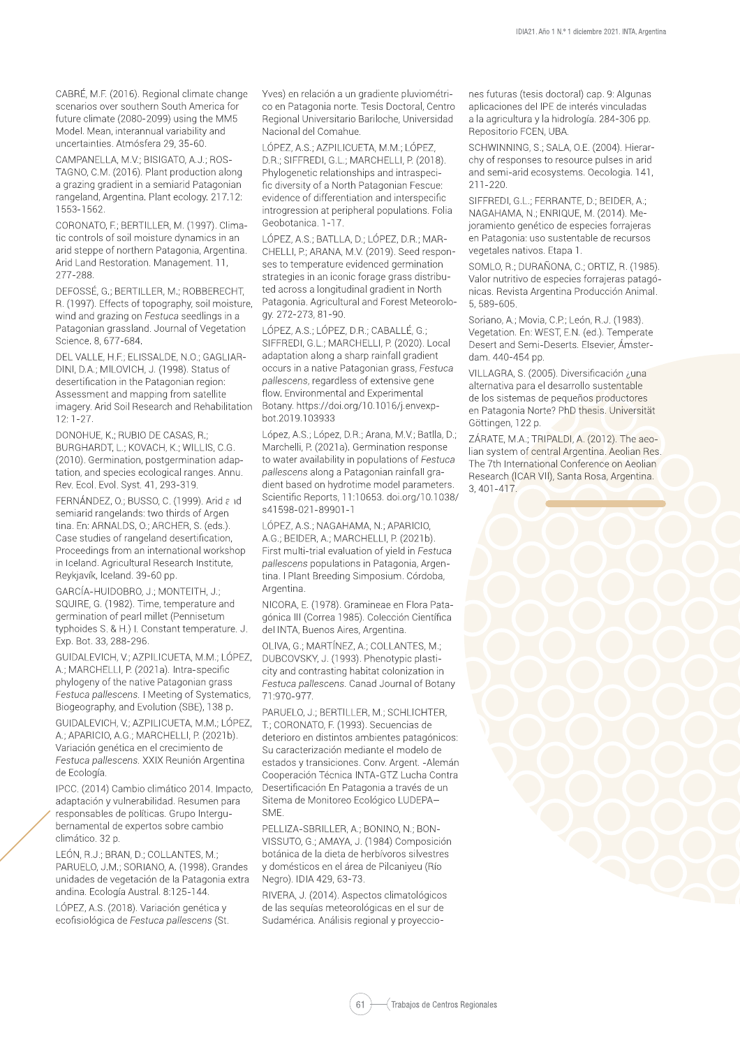CABRÉ, M.F. (2016). Regional climate change scenarios over southern South America for future climate (2080-2099) using the MM5 Model. Mean, interannual variability and uncertainties. Atmósfera 29, 35-60.

CAMPANELLA, M.V.; BISIGATO, A.J.; ROSTAGNO, C.M. (2016). Plant production along a grazing gradient in a semiarid Patagonian rangeland, Argentina. Plant ecology. 217.12: 1553-1562.

CORONATO, F.; BERTILLER, M. (1997). Climatic controls of soil moisture dynamics in an arid steppe of northern Patagonia, Argentina. Arid Land Restoration. Management. 11, 277-288.

DEFOSSÉ, G.; BERTILLER, M.; ROBBERECHT, R. (1997). Effects of topography, soil moisture, wind and grazing on *Festuca* seedlings in a Patagonian grassland. Journal of Vegetation Science. 8, 677-684.

DEL VALLE, H.F.; ELISSALDE, N.O.; GAGLIARDINI, D.A.; MILOVICH, J. (1998). Status of desertification in the Patagonian region: Assessment and mapping from satellite imagery. Arid Soil Research and Rehabilitation 12: 1-27.

DONOHUE, K.; RUBIO DE CASAS, R.; BURGHARDT, L.; KOVACH, K.; WILLIS, C.G. (2010). Germination, postgermination adaptation, and species ecological ranges. Annu. Rev. Ecol. Evol. Syst. 41, 293-319.

FERNÁNDEZ, O.; BUSSO, C. (1999). Arid and semiarid rangelands: two thirds of Argentina. En: ARNALDS, O.; ARCHER, S. (eds.). Case studies of rangeland desertification, Proceedings from an international workshop in Iceland. Agricultural Research Institute, Reykjavík, Iceland. 39-60 pp.

GARCÍA-HUIDOBRO, J.; MONTEITH, J.; SQUIRE, G. (1982). Time, temperature and germination of pearl millet (Pennisetum typhoides S. & H.) I. Constant temperature. J. Exp. Bot. 33, 288-296.

GUIDALEVICH, V.; AZPILICUETA, M.M.; LÓPEZ, A.; MARCHELLI, P. (2021a). Intra-specific phylogeny of the native Patagonian grass *Festuca pallescens*. I Meeting of Systematics, Biogeography, and Evolution (SBE), 138 p.

GUIDALEVICH, V.; AZPILICUETA, M.M.; LÓPEZ, A.; APARICIO, A.G.; MARCHELLI, P. (2021b). Variación genética en el crecimiento de *Festuca pallescens*. XXIX Reunión Argentina de Ecología.

IPCC. (2014) Cambio climático 2014. Impacto, adaptación y vulnerabilidad. Resumen para responsables de políticas. Grupo Intergubernamental de expertos sobre cambio climático. 32 p.

LEÓN, R.J.; BRAN, D.; COLLANTES, M.; PARUELO, J.M.; SORIANO, A. (1998). Grandes unidades de vegetación de la Patagonia extra andina. Ecología Austral. 8:125-144.

LÓPEZ, A.S. (2018). Variación genética y ecofisiológica de *Festuca pallescens* (St. Yves) en relación a un gradiente pluviométrico en Patagonia norte. Tesis Doctoral, Centro Regional Universitario Bariloche, Universidad Nacional del Comahue.

LÓPEZ, A.S.; AZPILICUETA, M.M.; LÓPEZ, D.R.; SIFFREDI, G.L.; MARCHELLI, P. (2018). Phylogenetic relationships and intraspecific diversity of a North Patagonian Fescue: evidence of differentiation and interspecific introgression at peripheral populations. Folia Geobotanica. 1-17.

LÓPEZ, A.S.; BATLLA, D.; LÓPEZ, D.R.; MARCHELLI, P.; ARANA, M.V. (2019). Seed responses to temperature evidenced germination strategies in an iconic forage grass distributed across a longitudinal gradient in North Patagonia. Agricultural and Forest Meteorology. 272-273, 81-90.

LÓPEZ, A.S.; LÓPEZ, D.R.; CABALLÉ, G.; SIFFREDI, G.L.; MARCHELLI, P. (2020). Local adaptation along a sharp rainfall gradient occurs in a native Patagonian grass, *Festuca pallescens*, regardless of extensive gene flow. Environmental and Experimental Botany. https://doi.org/10.1016/j.envexpbot.2019.103933

López, A.S.; López, D.R.; Arana, M.V.; Batlla, D.; Marchelli, P. (2021a). Germination response to water availability in populations of *Festuca pallescens* along a Patagonian rainfall gradient based on hydrotime model parameters. Scientific Reports, 11:10653. doi.org/10.1038/s41598-021-89901-1

LÓPEZ, A.S.; NAGAHAMA, N.; APARICIO, A.G.; BEIDER, A.; MARCHELLI, P. (2021b). First multi-trial evaluation of yield in *Festuca pallescens* populations in Patagonia, Argentina. I Plant Breeding Simposium. Córdoba, Argentina.

NICORA, E. (1978). Gramineae en Flora Patagónica III (Correa 1985). Colección Científica del INTA, Buenos Aires, Argentina.

OLIVA, G.; MARTÍNEZ, A.; COLLANTES, M.; DUBCOVSKY, J. (1993). Phenotypic plasticity and contrasting habitat colonization in *Festuca pallescens*. Canad Journal of Botany 71:970-977.

PARUELO, J.; BERTILLER, M.; SCHLICHTER, T.; CORONATO, F. (1993). Secuencias de deterioro en distintos ambientes patagónicos: Su caracterización mediante el modelo de estados y transiciones. Conv. Argent. -Alemán Cooperación Técnica INTA-GTZ Lucha Contra Desertificación En Patagonia a través de un Sitema de Monitoreo Ecológico LUDEPA—SME.

PELLIZA-SBRILLER, A.; BONINO, N.; BONVISSUTO, G.; AMAYA, J. (1984) Composición botánica de la dieta de herbívoros silvestres y domésticos en el área de Pilcaniyeu (Río Negro). IDIA 429, 63-73.

RIVERA, J. (2014). Aspectos climatológicos de las sequías meteorológicas en el sur de Sudamérica. Análisis regional y proyecciones futuras (tesis doctoral) cap. 9: Algunas aplicaciones del IPE de interés vinculadas a la agricultura y la hidrología. 284-306 pp. Repositorio FCEN, UBA.

SCHWINNING, S.; SALA, O.E. (2004). Hierarchy of responses to resource pulses in arid and semi-arid ecosystems. Oecologia. 141, 211-220.

SIFFREDI, G.L.; FERRANTE, D.; BEIDER, A.; NAGAHAMA, N.; ENRIQUE, M. (2014). Mejoramiento genético de especies forrajeras en Patagonia: uso sustentable de recursos vegetales nativos. Etapa 1.

SOMLO, R.; DURAÑONA, C.; ORTIZ, R. (1985). Valor nutritivo de especies forrajeras patagónicas. Revista Argentina Producción Animal. 5, 589-605.

Soriano, A.; Movia, C.P.; León, R.J. (1983). Vegetation. En: WEST, E.N. (ed.). Temperate Desert and Semi-Deserts. Elsevier, Ámsterdam. 440-454 pp.

VILLAGRA, S. (2005). Diversificación ¿una alternativa para el desarrollo sustentable de los sistemas de pequeños productores en Patagonia Norte? PhD thesis. Universität Göttingen, 122 p.

ZÁRATE, M.A.; TRIPALDI, A. (2012). The aeolian system of central Argentina. Aeolian Res. The 7th International Conference on Aeolian Research (ICAR VII), Santa Rosa, Argentina. 3, 401-417.